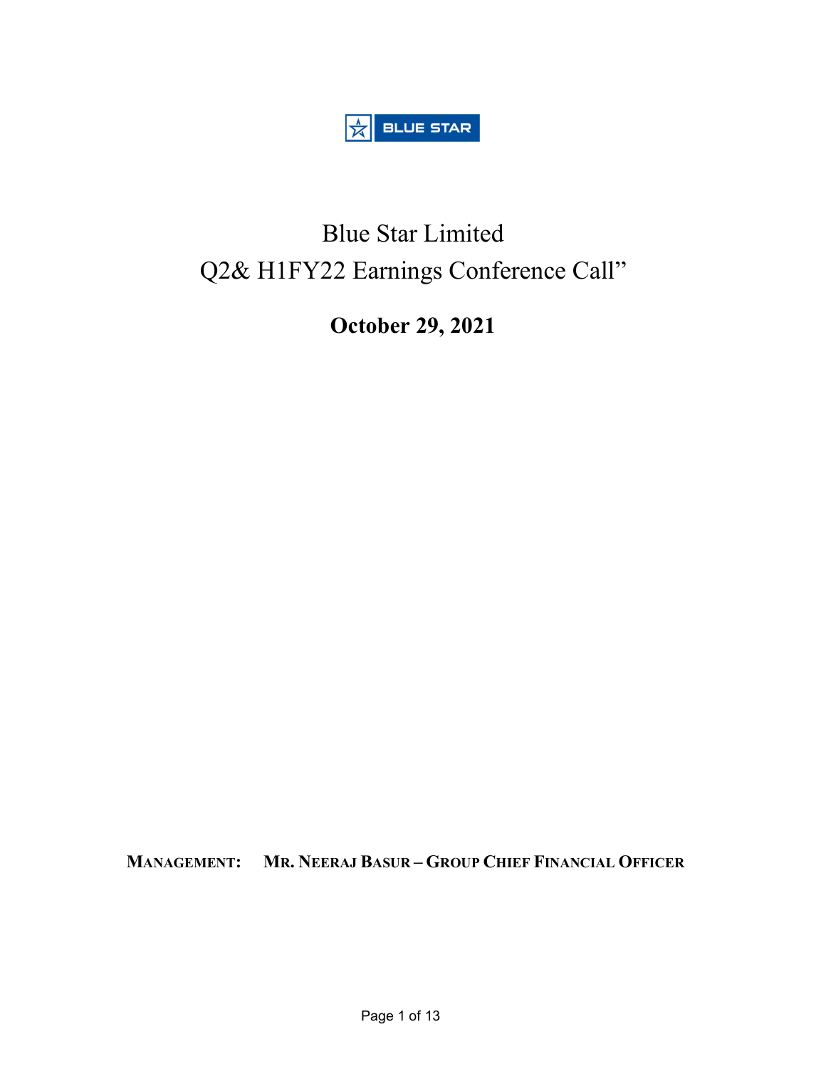BLUE STAR

# Blue Star Limited

# Q2& H1FY22 Earnings Conference Call"

**October 29, 2021**

**MANAGEMENT: MR. NEERAJ BASUR – GROUP CHIEF FINANCIAL OFFICER**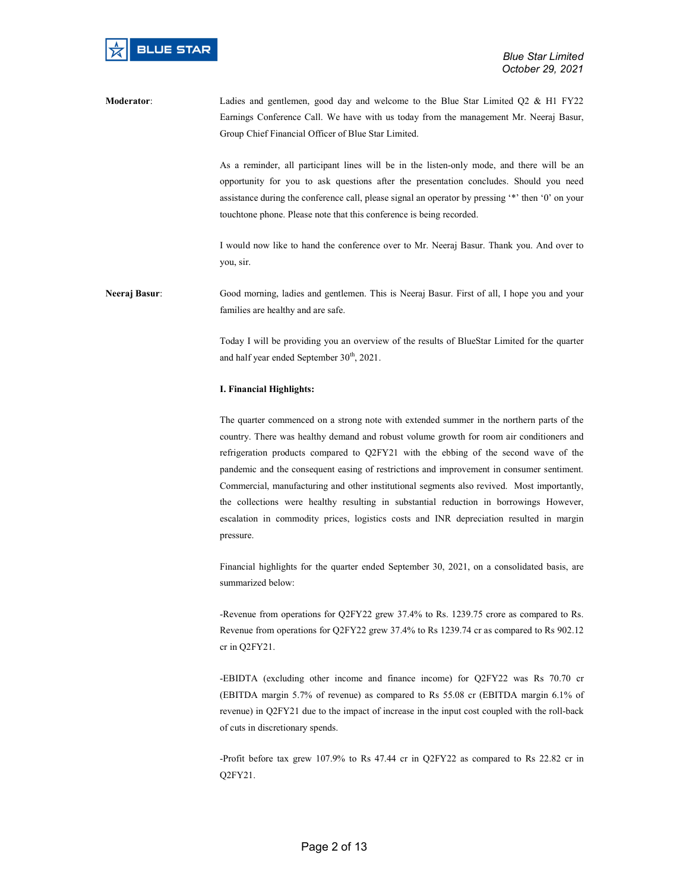**Moderator**: Ladies and gentlemen, good day and welcome to the Blue Star Limited Q2 & H1 FY22 Earnings Conference Call. We have with us today from the management Mr. Neeraj Basur, Group Chief Financial Officer of Blue Star Limited.

As a reminder, all participant lines will be in the listen-only mode, and there will be an opportunity for you to ask questions after the presentation concludes. Should you need assistance during the conference call, please signal an operator by pressing '*' then '0' on your touchtone phone. Please note that this conference is being recorded.

I would now like to hand the conference over to Mr. Neeraj Basur. Thank you. And over to you, sir.

**Neeraj Basur**: Good morning, ladies and gentlemen. This is Neeraj Basur. First of all, I hope you and your families are healthy and are safe.

Today I will be providing you an overview of the results of BlueStar Limited for the quarter and half year ended September 30th, 2021.

**I. Financial Highlights:**

The quarter commenced on a strong note with extended summer in the northern parts of the country. There was healthy demand and robust volume growth for room air conditioners and refrigeration products compared to Q2FY21 with the ebbing of the second wave of the pandemic and the consequent easing of restrictions and improvement in consumer sentiment. Commercial, manufacturing and other institutional segments also revived. Most importantly, the collections were healthy resulting in substantial reduction in borrowings However, escalation in commodity prices, logistics costs and INR depreciation resulted in margin pressure.

Financial highlights for the quarter ended September 30, 2021, on a consolidated basis, are summarized below:

-Revenue from operations for Q2FY22 grew 37.4% to Rs. 1239.75 crore as compared to Rs. Revenue from operations for Q2FY22 grew 37.4% to Rs 1239.74 cr as compared to Rs 902.12 cr in Q2FY21.

-EBIDTA (excluding other income and finance income) for Q2FY22 was Rs 70.70 cr (EBITDA margin 5.7% of revenue) as compared to Rs 55.08 cr (EBITDA margin 6.1% of revenue) in Q2FY21 due to the impact of increase in the input cost coupled with the roll-back of cuts in discretionary spends.

-Profit before tax grew 107.9% to Rs 47.44 cr in Q2FY22 as compared to Rs 22.82 cr in Q2FY21.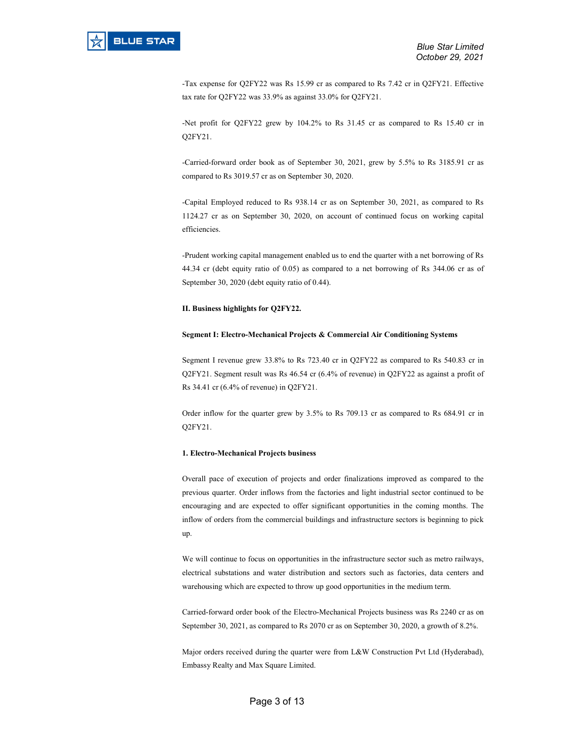-Tax expense for Q2FY22 was Rs 15.99 cr as compared to Rs 7.42 cr in Q2FY21. Effective tax rate for Q2FY22 was 33.9% as against 33.0% for Q2FY21.

-Net profit for Q2FY22 grew by 104.2% to Rs 31.45 cr as compared to Rs 15.40 cr in Q2FY21.

-Carried-forward order book as of September 30, 2021, grew by 5.5% to Rs 3185.91 cr as compared to Rs 3019.57 cr as on September 30, 2020.

-Capital Employed reduced to Rs 938.14 cr as on September 30, 2021, as compared to Rs 1124.27 cr as on September 30, 2020, on account of continued focus on working capital efficiencies.

-Prudent working capital management enabled us to end the quarter with a net borrowing of Rs 44.34 cr (debt equity ratio of 0.05) as compared to a net borrowing of Rs 344.06 cr as of September 30, 2020 (debt equity ratio of 0.44).

**II. Business highlights for Q2FY22.**

**Segment I: Electro-Mechanical Projects & Commercial Air Conditioning Systems**

Segment I revenue grew 33.8% to Rs 723.40 cr in Q2FY22 as compared to Rs 540.83 cr in Q2FY21. Segment result was Rs 46.54 cr (6.4% of revenue) in Q2FY22 as against a profit of Rs 34.41 cr (6.4% of revenue) in Q2FY21.

Order inflow for the quarter grew by 3.5% to Rs 709.13 cr as compared to Rs 684.91 cr in Q2FY21.

**1. Electro-Mechanical Projects business**

Overall pace of execution of projects and order finalizations improved as compared to the previous quarter. Order inflows from the factories and light industrial sector continued to be encouraging and are expected to offer significant opportunities in the coming months. The inflow of orders from the commercial buildings and infrastructure sectors is beginning to pick up.

We will continue to focus on opportunities in the infrastructure sector such as metro railways, electrical substations and water distribution and sectors such as factories, data centers and warehousing which are expected to throw up good opportunities in the medium term.

Carried-forward order book of the Electro-Mechanical Projects business was Rs 2240 cr as on September 30, 2021, as compared to Rs 2070 cr as on September 30, 2020, a growth of 8.2%.

Major orders received during the quarter were from L&W Construction Pvt Ltd (Hyderabad), Embassy Realty and Max Square Limited.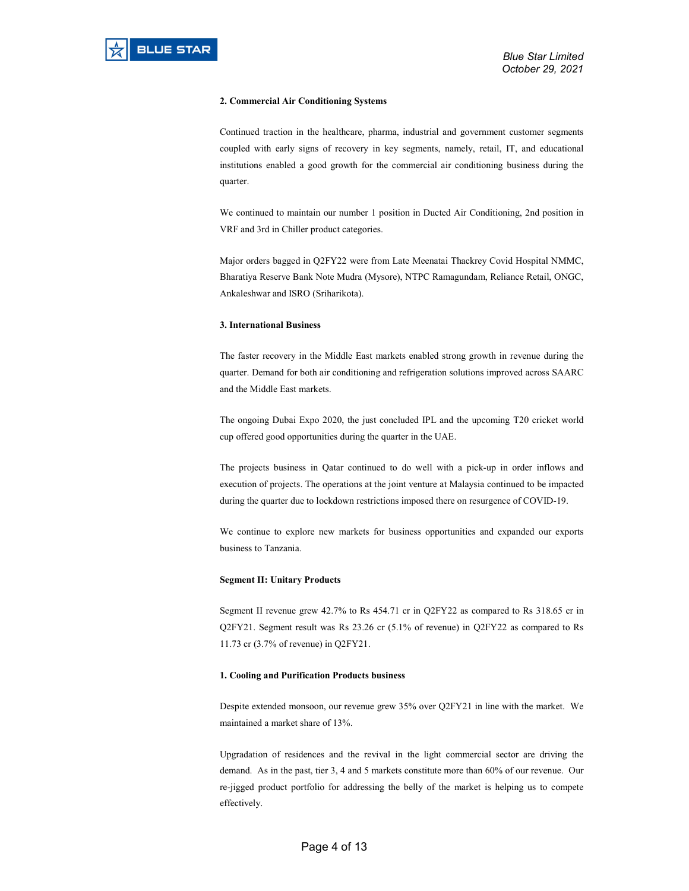**2. Commercial Air Conditioning Systems**

Continued traction in the healthcare, pharma, industrial and government customer segments coupled with early signs of recovery in key segments, namely, retail, IT, and educational institutions enabled a good growth for the commercial air conditioning business during the quarter.

We continued to maintain our number 1 position in Ducted Air Conditioning, 2nd position in VRF and 3rd in Chiller product categories.

Major orders bagged in Q2FY22 were from Late Meenatai Thackrey Covid Hospital NMMC, Bharatiya Reserve Bank Note Mudra (Mysore), NTPC Ramagundam, Reliance Retail, ONGC, Ankaleshwar and ISRO (Sriharikota).

**3. International Business**

The faster recovery in the Middle East markets enabled strong growth in revenue during the quarter. Demand for both air conditioning and refrigeration solutions improved across SAARC and the Middle East markets.

The ongoing Dubai Expo 2020, the just concluded IPL and the upcoming T20 cricket world cup offered good opportunities during the quarter in the UAE.

The projects business in Qatar continued to do well with a pick-up in order inflows and execution of projects. The operations at the joint venture at Malaysia continued to be impacted during the quarter due to lockdown restrictions imposed there on resurgence of COVID-19.

We continue to explore new markets for business opportunities and expanded our exports business to Tanzania.

**Segment II: Unitary Products**

Segment II revenue grew 42.7% to Rs 454.71 cr in Q2FY22 as compared to Rs 318.65 cr in Q2FY21. Segment result was Rs 23.26 cr (5.1% of revenue) in Q2FY22 as compared to Rs 11.73 cr (3.7% of revenue) in Q2FY21.

**1. Cooling and Purification Products business**

Despite extended monsoon, our revenue grew 35% over Q2FY21 in line with the market. We maintained a market share of 13%.

Upgradation of residences and the revival in the light commercial sector are driving the demand. As in the past, tier 3, 4 and 5 markets constitute more than 60% of our revenue. Our re-jigged product portfolio for addressing the belly of the market is helping us to compete effectively.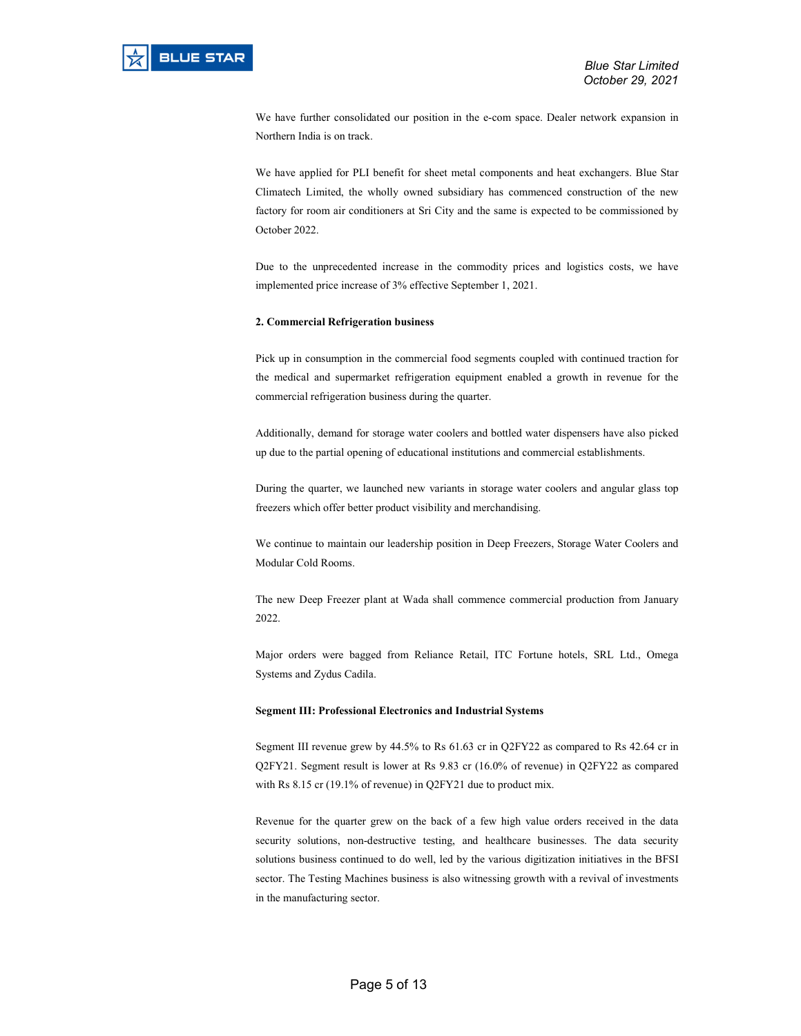We have further consolidated our position in the e-com space. Dealer network expansion in Northern India is on track.

We have applied for PLI benefit for sheet metal components and heat exchangers. Blue Star Climatech Limited, the wholly owned subsidiary has commenced construction of the new factory for room air conditioners at Sri City and the same is expected to be commissioned by October 2022.

Due to the unprecedented increase in the commodity prices and logistics costs, we have implemented price increase of 3% effective September 1, 2021.

**2. Commercial Refrigeration business**

Pick up in consumption in the commercial food segments coupled with continued traction for the medical and supermarket refrigeration equipment enabled a growth in revenue for the commercial refrigeration business during the quarter.

Additionally, demand for storage water coolers and bottled water dispensers have also picked up due to the partial opening of educational institutions and commercial establishments.

During the quarter, we launched new variants in storage water coolers and angular glass top freezers which offer better product visibility and merchandising.

We continue to maintain our leadership position in Deep Freezers, Storage Water Coolers and Modular Cold Rooms.

The new Deep Freezer plant at Wada shall commence commercial production from January 2022.

Major orders were bagged from Reliance Retail, ITC Fortune hotels, SRL Ltd., Omega Systems and Zydus Cadila.

**Segment III: Professional Electronics and Industrial Systems**

Segment III revenue grew by 44.5% to Rs 61.63 cr in Q2FY22 as compared to Rs 42.64 cr in Q2FY21. Segment result is lower at Rs 9.83 cr (16.0% of revenue) in Q2FY22 as compared with Rs 8.15 cr (19.1% of revenue) in Q2FY21 due to product mix.

Revenue for the quarter grew on the back of a few high value orders received in the data security solutions, non-destructive testing, and healthcare businesses. The data security solutions business continued to do well, led by the various digitization initiatives in the BFSI sector. The Testing Machines business is also witnessing growth with a revival of investments in the manufacturing sector.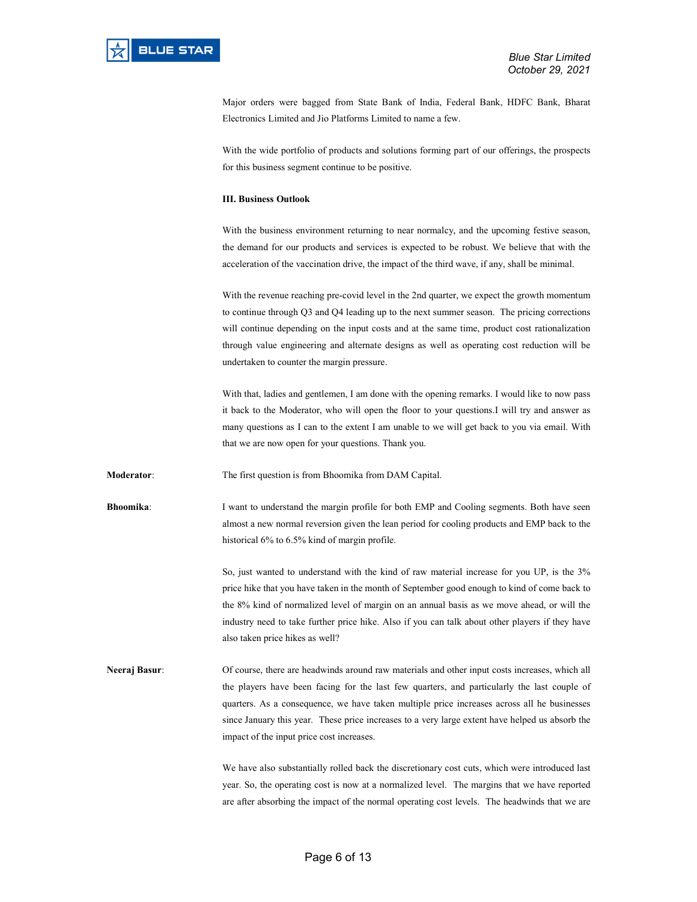Major orders were bagged from State Bank of India, Federal Bank, HDFC Bank, Bharat Electronics Limited and Jio Platforms Limited to name a few.

With the wide portfolio of products and solutions forming part of our offerings, the prospects for this business segment continue to be positive.

**III. Business Outlook**

With the business environment returning to near normalcy, and the upcoming festive season, the demand for our products and services is expected to be robust. We believe that with the acceleration of the vaccination drive, the impact of the third wave, if any, shall be minimal.

With the revenue reaching pre-covid level in the 2nd quarter, we expect the growth momentum to continue through Q3 and Q4 leading up to the next summer season. The pricing corrections will continue depending on the input costs and at the same time, product cost rationalization through value engineering and alternate designs as well as operating cost reduction will be undertaken to counter the margin pressure.

With that, ladies and gentlemen, I am done with the opening remarks. I would like to now pass it back to the Moderator, who will open the floor to your questions.I will try and answer as many questions as I can to the extent I am unable to we will get back to you via email. With that we are now open for your questions. Thank you.

**Moderator**: The first question is from Bhoomika from DAM Capital.

**Bhoomika**: I want to understand the margin profile for both EMP and Cooling segments. Both have seen almost a new normal reversion given the lean period for cooling products and EMP back to the historical 6% to 6.5% kind of margin profile.

So, just wanted to understand with the kind of raw material increase for you UP, is the 3% price hike that you have taken in the month of September good enough to kind of come back to the 8% kind of normalized level of margin on an annual basis as we move ahead, or will the industry need to take further price hike. Also if you can talk about other players if they have also taken price hikes as well?

**Neeraj Basur**: Of course, there are headwinds around raw materials and other input costs increases, which all the players have been facing for the last few quarters, and particularly the last couple of quarters. As a consequence, we have taken multiple price increases across all he businesses since January this year. These price increases to a very large extent have helped us absorb the impact of the input price cost increases.

We have also substantially rolled back the discretionary cost cuts, which were introduced last year. So, the operating cost is now at a normalized level. The margins that we have reported are after absorbing the impact of the normal operating cost levels. The headwinds that we are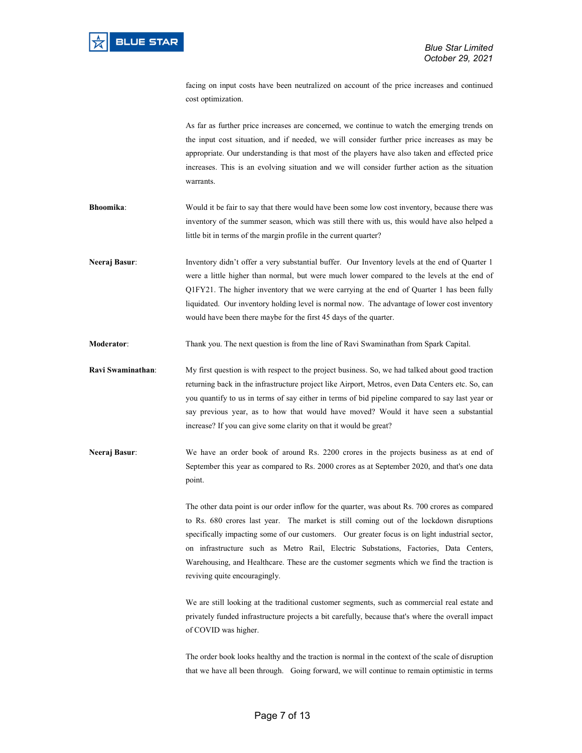facing on input costs have been neutralized on account of the price increases and continued cost optimization.

As far as further price increases are concerned, we continue to watch the emerging trends on the input cost situation, and if needed, we will consider further price increases as may be appropriate. Our understanding is that most of the players have also taken and effected price increases. This is an evolving situation and we will consider further action as the situation warrants.

**Bhoomika**: Would it be fair to say that there would have been some low cost inventory, because there was inventory of the summer season, which was still there with us, this would have also helped a little bit in terms of the margin profile in the current quarter?

**Neeraj Basur**: Inventory didn't offer a very substantial buffer. Our Inventory levels at the end of Quarter 1 were a little higher than normal, but were much lower compared to the levels at the end of Q1FY21. The higher inventory that we were carrying at the end of Quarter 1 has been fully liquidated. Our inventory holding level is normal now. The advantage of lower cost inventory would have been there maybe for the first 45 days of the quarter.

**Moderator**: Thank you. The next question is from the line of Ravi Swaminathan from Spark Capital.

**Ravi Swaminathan**: My first question is with respect to the project business. So, we had talked about good traction returning back in the infrastructure project like Airport, Metros, even Data Centers etc. So, can you quantify to us in terms of say either in terms of bid pipeline compared to say last year or say previous year, as to how that would have moved? Would it have seen a substantial increase? If you can give some clarity on that it would be great?

**Neeraj Basur**: We have an order book of around Rs. 2200 crores in the projects business as at end of September this year as compared to Rs. 2000 crores as at September 2020, and that's one data point.

The other data point is our order inflow for the quarter, was about Rs. 700 crores as compared to Rs. 680 crores last year. The market is still coming out of the lockdown disruptions specifically impacting some of our customers. Our greater focus is on light industrial sector, on infrastructure such as Metro Rail, Electric Substations, Factories, Data Centers, Warehousing, and Healthcare. These are the customer segments which we find the traction is reviving quite encouragingly.

We are still looking at the traditional customer segments, such as commercial real estate and privately funded infrastructure projects a bit carefully, because that's where the overall impact of COVID was higher.

The order book looks healthy and the traction is normal in the context of the scale of disruption that we have all been through. Going forward, we will continue to remain optimistic in terms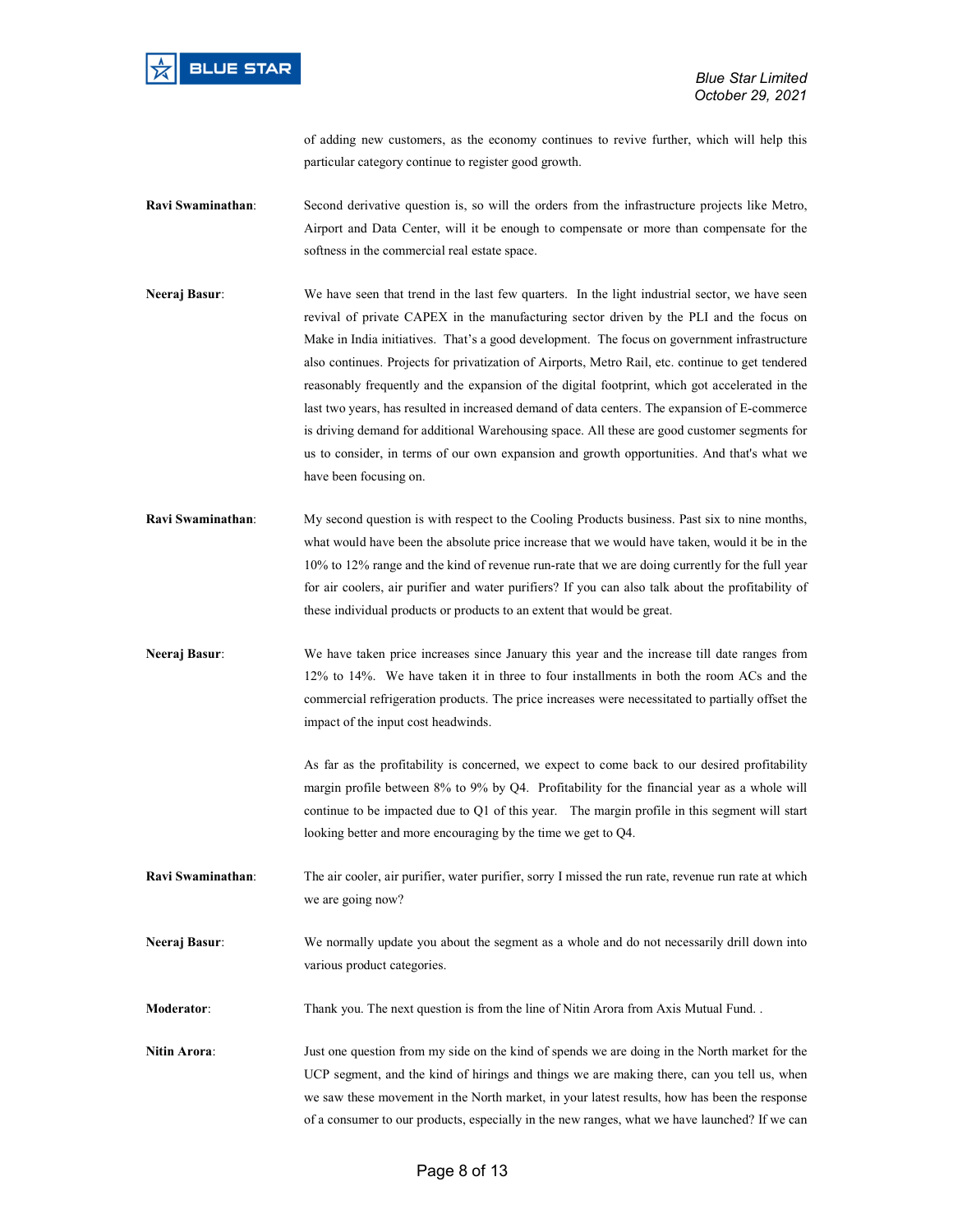of adding new customers, as the economy continues to revive further, which will help this particular category continue to register good growth.

**Ravi Swaminathan**: Second derivative question is, so will the orders from the infrastructure projects like Metro, Airport and Data Center, will it be enough to compensate or more than compensate for the softness in the commercial real estate space.

**Neeraj Basur**: We have seen that trend in the last few quarters. In the light industrial sector, we have seen revival of private CAPEX in the manufacturing sector driven by the PLI and the focus on Make in India initiatives. That's a good development. The focus on government infrastructure also continues. Projects for privatization of Airports, Metro Rail, etc. continue to get tendered reasonably frequently and the expansion of the digital footprint, which got accelerated in the last two years, has resulted in increased demand of data centers. The expansion of E-commerce is driving demand for additional Warehousing space. All these are good customer segments for us to consider, in terms of our own expansion and growth opportunities. And that's what we have been focusing on.

**Ravi Swaminathan**: My second question is with respect to the Cooling Products business. Past six to nine months, what would have been the absolute price increase that we would have taken, would it be in the 10% to 12% range and the kind of revenue run-rate that we are doing currently for the full year for air coolers, air purifier and water purifiers? If you can also talk about the profitability of these individual products or products to an extent that would be great.

**Neeraj Basur**: We have taken price increases since January this year and the increase till date ranges from 12% to 14%. We have taken it in three to four installments in both the room ACs and the commercial refrigeration products. The price increases were necessitated to partially offset the impact of the input cost headwinds.

As far as the profitability is concerned, we expect to come back to our desired profitability margin profile between 8% to 9% by Q4. Profitability for the financial year as a whole will continue to be impacted due to Q1 of this year. The margin profile in this segment will start looking better and more encouraging by the time we get to Q4.

**Ravi Swaminathan**: The air cooler, air purifier, water purifier, sorry I missed the run rate, revenue run rate at which we are going now?

**Neeraj Basur**: We normally update you about the segment as a whole and do not necessarily drill down into various product categories.

**Moderator**: Thank you. The next question is from the line of Nitin Arora from Axis Mutual Fund. .

**Nitin Arora**: Just one question from my side on the kind of spends we are doing in the North market for the UCP segment, and the kind of hirings and things we are making there, can you tell us, when we saw these movement in the North market, in your latest results, how has been the response of a consumer to our products, especially in the new ranges, what we have launched? If we can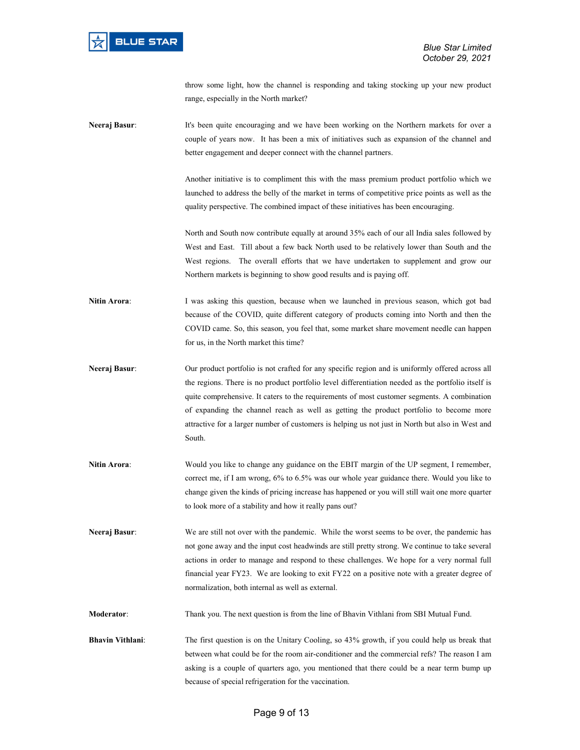throw some light, how the channel is responding and taking stocking up your new product range, especially in the North market?

**Neeraj Basur**: It's been quite encouraging and we have been working on the Northern markets for over a couple of years now. It has been a mix of initiatives such as expansion of the channel and better engagement and deeper connect with the channel partners.

Another initiative is to compliment this with the mass premium product portfolio which we launched to address the belly of the market in terms of competitive price points as well as the quality perspective. The combined impact of these initiatives has been encouraging.

North and South now contribute equally at around 35% each of our all India sales followed by West and East. Till about a few back North used to be relatively lower than South and the West regions. The overall efforts that we have undertaken to supplement and grow our Northern markets is beginning to show good results and is paying off.

**Nitin Arora**: I was asking this question, because when we launched in previous season, which got bad because of the COVID, quite different category of products coming into North and then the COVID came. So, this season, you feel that, some market share movement needle can happen for us, in the North market this time?

**Neeraj Basur**: Our product portfolio is not crafted for any specific region and is uniformly offered across all the regions. There is no product portfolio level differentiation needed as the portfolio itself is quite comprehensive. It caters to the requirements of most customer segments. A combination of expanding the channel reach as well as getting the product portfolio to become more attractive for a larger number of customers is helping us not just in North but also in West and South.

**Nitin Arora**: Would you like to change any guidance on the EBIT margin of the UP segment, I remember, correct me, if I am wrong, 6% to 6.5% was our whole year guidance there. Would you like to change given the kinds of pricing increase has happened or you will still wait one more quarter to look more of a stability and how it really pans out?

**Neeraj Basur**: We are still not over with the pandemic. While the worst seems to be over, the pandemic has not gone away and the input cost headwinds are still pretty strong. We continue to take several actions in order to manage and respond to these challenges. We hope for a very normal full financial year FY23. We are looking to exit FY22 on a positive note with a greater degree of normalization, both internal as well as external.

**Moderator**: Thank you. The next question is from the line of Bhavin Vithlani from SBI Mutual Fund.

**Bhavin Vithlani**: The first question is on the Unitary Cooling, so 43% growth, if you could help us break that between what could be for the room air-conditioner and the commercial refs? The reason I am asking is a couple of quarters ago, you mentioned that there could be a near term bump up because of special refrigeration for the vaccination.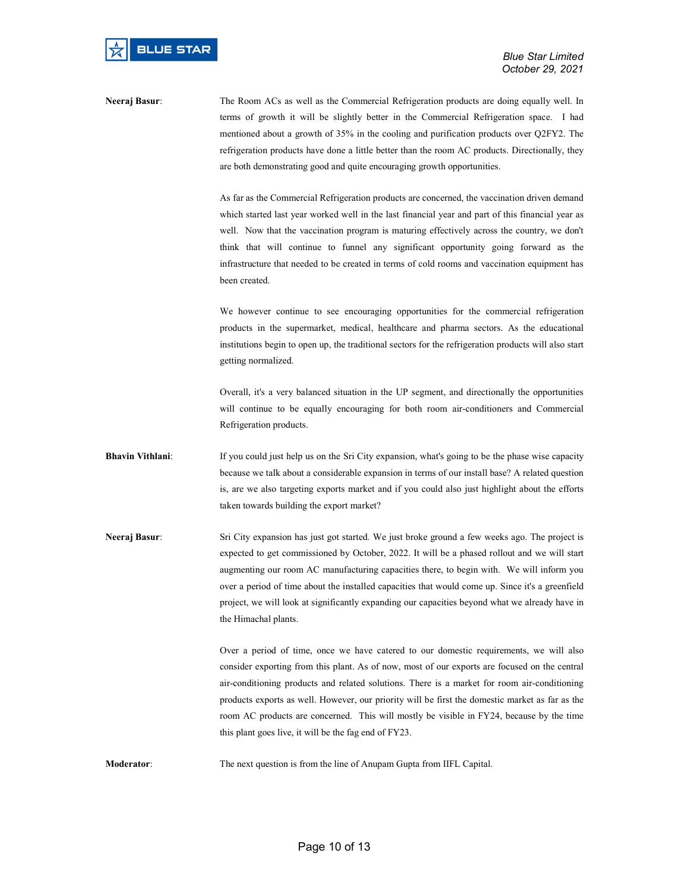**Neeraj Basur**: The Room ACs as well as the Commercial Refrigeration products are doing equally well. In terms of growth it will be slightly better in the Commercial Refrigeration space. I had mentioned about a growth of 35% in the cooling and purification products over Q2FY2. The refrigeration products have done a little better than the room AC products. Directionally, they are both demonstrating good and quite encouraging growth opportunities.

As far as the Commercial Refrigeration products are concerned, the vaccination driven demand which started last year worked well in the last financial year and part of this financial year as well. Now that the vaccination program is maturing effectively across the country, we don't think that will continue to funnel any significant opportunity going forward as the infrastructure that needed to be created in terms of cold rooms and vaccination equipment has been created.

We however continue to see encouraging opportunities for the commercial refrigeration products in the supermarket, medical, healthcare and pharma sectors. As the educational institutions begin to open up, the traditional sectors for the refrigeration products will also start getting normalized.

Overall, it's a very balanced situation in the UP segment, and directionally the opportunities will continue to be equally encouraging for both room air-conditioners and Commercial Refrigeration products.

**Bhavin Vithlani**: If you could just help us on the Sri City expansion, what's going to be the phase wise capacity because we talk about a considerable expansion in terms of our install base? A related question is, are we also targeting exports market and if you could also just highlight about the efforts taken towards building the export market?

**Neeraj Basur**: Sri City expansion has just got started. We just broke ground a few weeks ago. The project is expected to get commissioned by October, 2022. It will be a phased rollout and we will start augmenting our room AC manufacturing capacities there, to begin with. We will inform you over a period of time about the installed capacities that would come up. Since it's a greenfield project, we will look at significantly expanding our capacities beyond what we already have in the Himachal plants.

Over a period of time, once we have catered to our domestic requirements, we will also consider exporting from this plant. As of now, most of our exports are focused on the central air-conditioning products and related solutions. There is a market for room air-conditioning products exports as well. However, our priority will be first the domestic market as far as the room AC products are concerned. This will mostly be visible in FY24, because by the time this plant goes live, it will be the fag end of FY23.

**Moderator**: The next question is from the line of Anupam Gupta from IIFL Capital.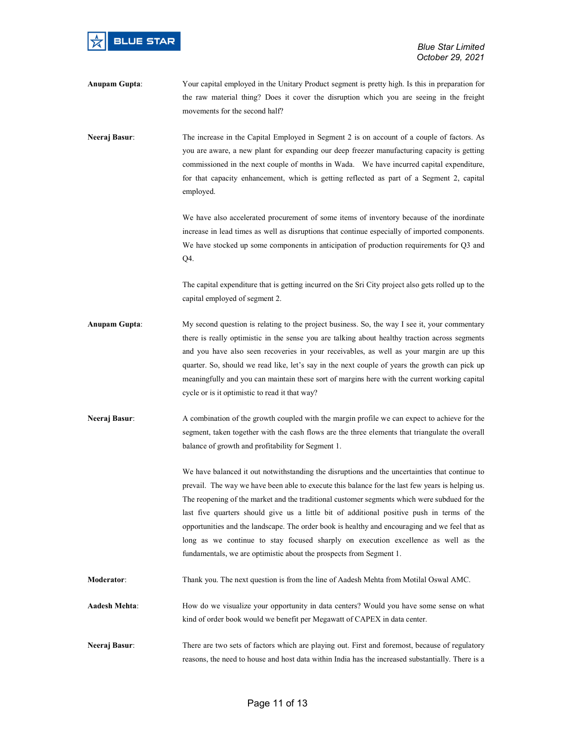**Anupam Gupta**: Your capital employed in the Unitary Product segment is pretty high. Is this in preparation for the raw material thing? Does it cover the disruption which you are seeing in the freight movements for the second half?

**Neeraj Basur**: The increase in the Capital Employed in Segment 2 is on account of a couple of factors. As you are aware, a new plant for expanding our deep freezer manufacturing capacity is getting commissioned in the next couple of months in Wada. We have incurred capital expenditure, for that capacity enhancement, which is getting reflected as part of a Segment 2, capital employed.

We have also accelerated procurement of some items of inventory because of the inordinate increase in lead times as well as disruptions that continue especially of imported components. We have stocked up some components in anticipation of production requirements for Q3 and Q4.

The capital expenditure that is getting incurred on the Sri City project also gets rolled up to the capital employed of segment 2.

**Anupam Gupta**: My second question is relating to the project business. So, the way I see it, your commentary there is really optimistic in the sense you are talking about healthy traction across segments and you have also seen recoveries in your receivables, as well as your margin are up this quarter. So, should we read like, let's say in the next couple of years the growth can pick up meaningfully and you can maintain these sort of margins here with the current working capital cycle or is it optimistic to read it that way?

**Neeraj Basur**: A combination of the growth coupled with the margin profile we can expect to achieve for the segment, taken together with the cash flows are the three elements that triangulate the overall balance of growth and profitability for Segment 1.

We have balanced it out notwithstanding the disruptions and the uncertainties that continue to prevail. The way we have been able to execute this balance for the last few years is helping us. The reopening of the market and the traditional customer segments which were subdued for the last five quarters should give us a little bit of additional positive push in terms of the opportunities and the landscape. The order book is healthy and encouraging and we feel that as long as we continue to stay focused sharply on execution excellence as well as the fundamentals, we are optimistic about the prospects from Segment 1.

**Moderator**: Thank you. The next question is from the line of Aadesh Mehta from Motilal Oswal AMC.

**Aadesh Mehta**: How do we visualize your opportunity in data centers? Would you have some sense on what kind of order book would we benefit per Megawatt of CAPEX in data center.

**Neeraj Basur**: There are two sets of factors which are playing out. First and foremost, because of regulatory reasons, the need to house and host data within India has the increased substantially. There is a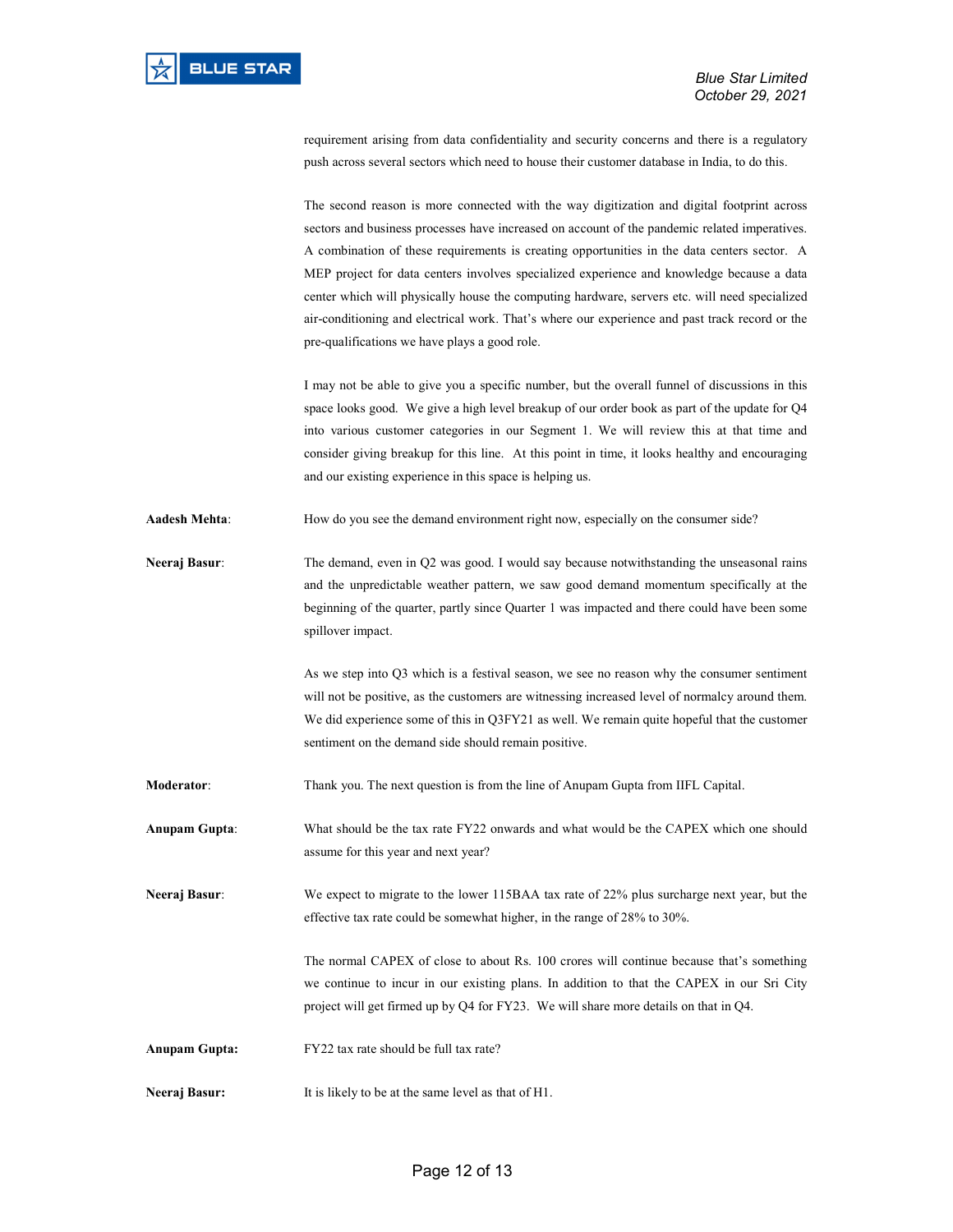requirement arising from data confidentiality and security concerns and there is a regulatory push across several sectors which need to house their customer database in India, to do this.

The second reason is more connected with the way digitization and digital footprint across sectors and business processes have increased on account of the pandemic related imperatives. A combination of these requirements is creating opportunities in the data centers sector. A MEP project for data centers involves specialized experience and knowledge because a data center which will physically house the computing hardware, servers etc. will need specialized air-conditioning and electrical work. That's where our experience and past track record or the pre-qualifications we have plays a good role.

I may not be able to give you a specific number, but the overall funnel of discussions in this space looks good. We give a high level breakup of our order book as part of the update for Q4 into various customer categories in our Segment 1. We will review this at that time and consider giving breakup for this line. At this point in time, it looks healthy and encouraging and our existing experience in this space is helping us.

**Aadesh Mehta**: How do you see the demand environment right now, especially on the consumer side?

**Neeraj Basur**: The demand, even in Q2 was good. I would say because notwithstanding the unseasonal rains and the unpredictable weather pattern, we saw good demand momentum specifically at the beginning of the quarter, partly since Quarter 1 was impacted and there could have been some spillover impact.

As we step into Q3 which is a festival season, we see no reason why the consumer sentiment will not be positive, as the customers are witnessing increased level of normalcy around them. We did experience some of this in Q3FY21 as well. We remain quite hopeful that the customer sentiment on the demand side should remain positive.

**Moderator**: Thank you. The next question is from the line of Anupam Gupta from IIFL Capital.

**Anupam Gupta**: What should be the tax rate FY22 onwards and what would be the CAPEX which one should assume for this year and next year?

**Neeraj Basur**: We expect to migrate to the lower 115BAA tax rate of 22% plus surcharge next year, but the effective tax rate could be somewhat higher, in the range of 28% to 30%.

The normal CAPEX of close to about Rs. 100 crores will continue because that's something we continue to incur in our existing plans. In addition to that the CAPEX in our Sri City project will get firmed up by Q4 for FY23. We will share more details on that in Q4.

**Anupam Gupta:** FY22 tax rate should be full tax rate?

**Neeraj Basur:** It is likely to be at the same level as that of H1.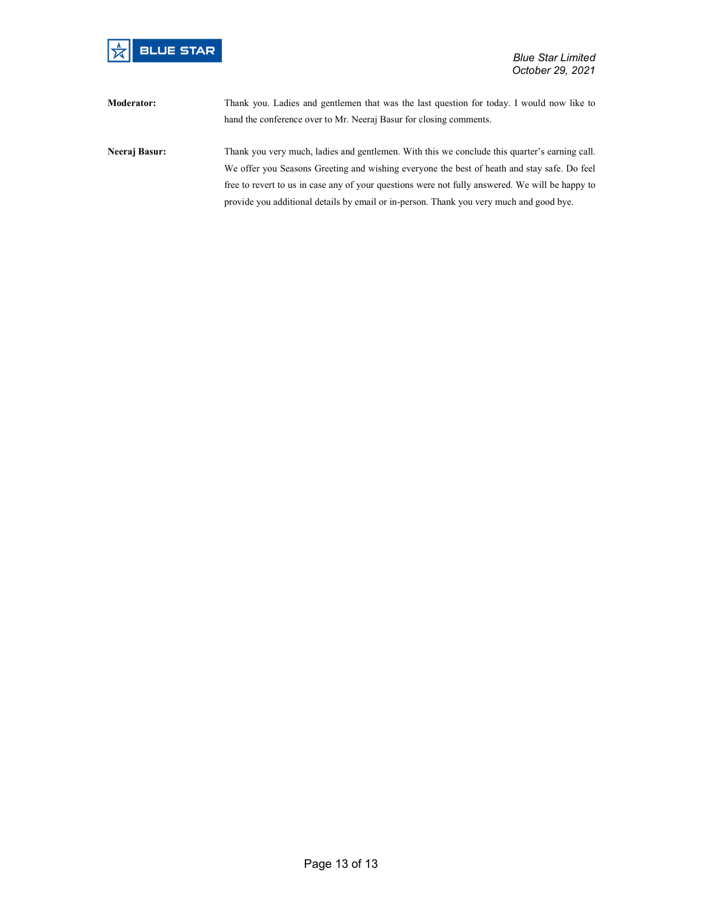**Moderator:** Thank you. Ladies and gentlemen that was the last question for today. I would now like to hand the conference over to Mr. Neeraj Basur for closing comments.

**Neeraj Basur:** Thank you very much, ladies and gentlemen. With this we conclude this quarter's earning call. We offer you Seasons Greeting and wishing everyone the best of heath and stay safe. Do feel free to revert to us in case any of your questions were not fully answered. We will be happy to provide you additional details by email or in-person. Thank you very much and good bye.